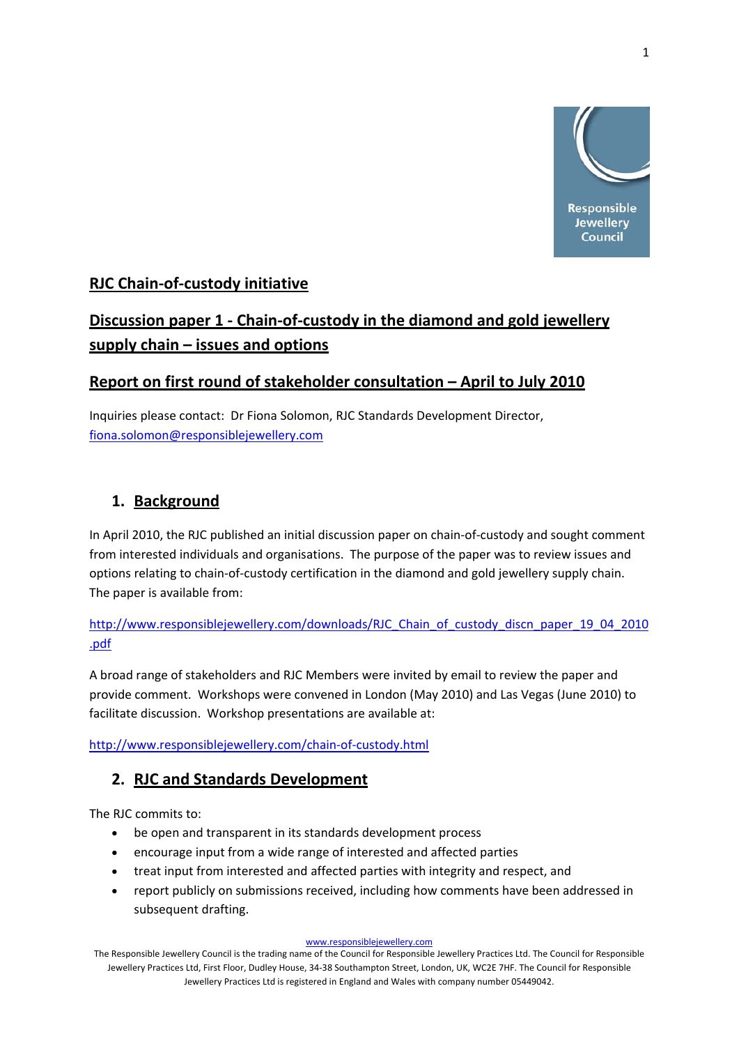Responsible Jewellery Council

## RJC Chain-of-custody initiative

## Discussion paper 1 - Chain-of-custody in the diamond and gold jewellery supply chain – issues and options

## Report on first round of stakeholder consultation – April to July 2010

Inquiries please contact: Dr Fiona Solomon, RJC Standards Development Director, fiona.solomon@responsiblejewellery.com

### 1. Background

In April 2010, the RJC published an initial discussion paper on chain-of-custody and sought comment from interested individuals and organisations. The purpose of the paper was to review issues and options relating to chain-of-custody certification in the diamond and gold jewellery supply chain. The paper is available from:

http://www.responsiblejewellery.com/downloads/RJC_Chain_of_custody_discn_paper_19_04_2010.pdf

A broad range of stakeholders and RJC Members were invited by email to review the paper and provide comment. Workshops were convened in London (May 2010) and Las Vegas (June 2010) to facilitate discussion. Workshop presentations are available at:

http://www.responsiblejewellery.com/chain-of-custody.html

### 2. RJC and Standards Development

The RJC commits to:

- be open and transparent in its standards development process
- encourage input from a wide range of interested and affected parties
- treat input from interested and affected parties with integrity and respect, and
- report publicly on submissions received, including how comments have been addressed in subsequent drafting.

www.responsiblejewellery.com
The Responsible Jewellery Council is the trading name of the Council for Responsible Jewellery Practices Ltd. The Council for Responsible Jewellery Practices Ltd, First Floor, Dudley House, 34-38 Southampton Street, London, UK, WC2E 7HF. The Council for Responsible Jewellery Practices Ltd is registered in England and Wales with company number 05449042.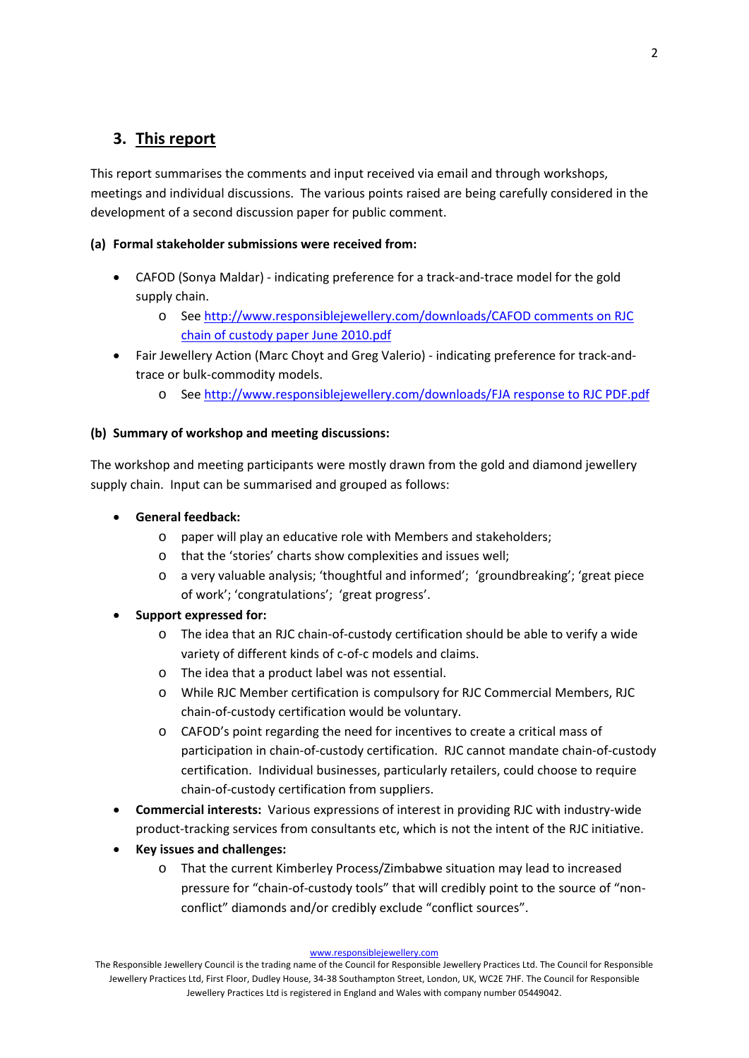## 3. This report

This report summarises the comments and input received via email and through workshops, meetings and individual discussions. The various points raised are being carefully considered in the development of a second discussion paper for public comment.

**(a) Formal stakeholder submissions were received from:**

- CAFOD (Sonya Maldar) - indicating preference for a track-and-trace model for the gold supply chain.
  - See [http://www.responsiblejewellery.com/downloads/CAFOD comments on RJC chain of custody paper June 2010.pdf](http://www.responsiblejewellery.com/downloads/CAFOD comments on RJC chain of custody paper June 2010.pdf)
- Fair Jewellery Action (Marc Choyt and Greg Valerio) - indicating preference for track-and-trace or bulk-commodity models.
  - See [http://www.responsiblejewellery.com/downloads/FJA response to RJC PDF.pdf](http://www.responsiblejewellery.com/downloads/FJA response to RJC PDF.pdf)

**(b) Summary of workshop and meeting discussions:**

The workshop and meeting participants were mostly drawn from the gold and diamond jewellery supply chain. Input can be summarised and grouped as follows:

- **General feedback:**
  - paper will play an educative role with Members and stakeholders;
  - that the 'stories' charts show complexities and issues well;
  - a very valuable analysis; 'thoughtful and informed'; 'groundbreaking'; 'great piece of work'; 'congratulations'; 'great progress'.
- **Support expressed for:**
  - The idea that an RJC chain-of-custody certification should be able to verify a wide variety of different kinds of c-of-c models and claims.
  - The idea that a product label was not essential.
  - While RJC Member certification is compulsory for RJC Commercial Members, RJC chain-of-custody certification would be voluntary.
  - CAFOD's point regarding the need for incentives to create a critical mass of participation in chain-of-custody certification. RJC cannot mandate chain-of-custody certification. Individual businesses, particularly retailers, could choose to require chain-of-custody certification from suppliers.
- **Commercial interests:** Various expressions of interest in providing RJC with industry-wide product-tracking services from consultants etc, which is not the intent of the RJC initiative.
- **Key issues and challenges:**
  - That the current Kimberley Process/Zimbabwe situation may lead to increased pressure for "chain-of-custody tools" that will credibly point to the source of "non-conflict" diamonds and/or credibly exclude "conflict sources".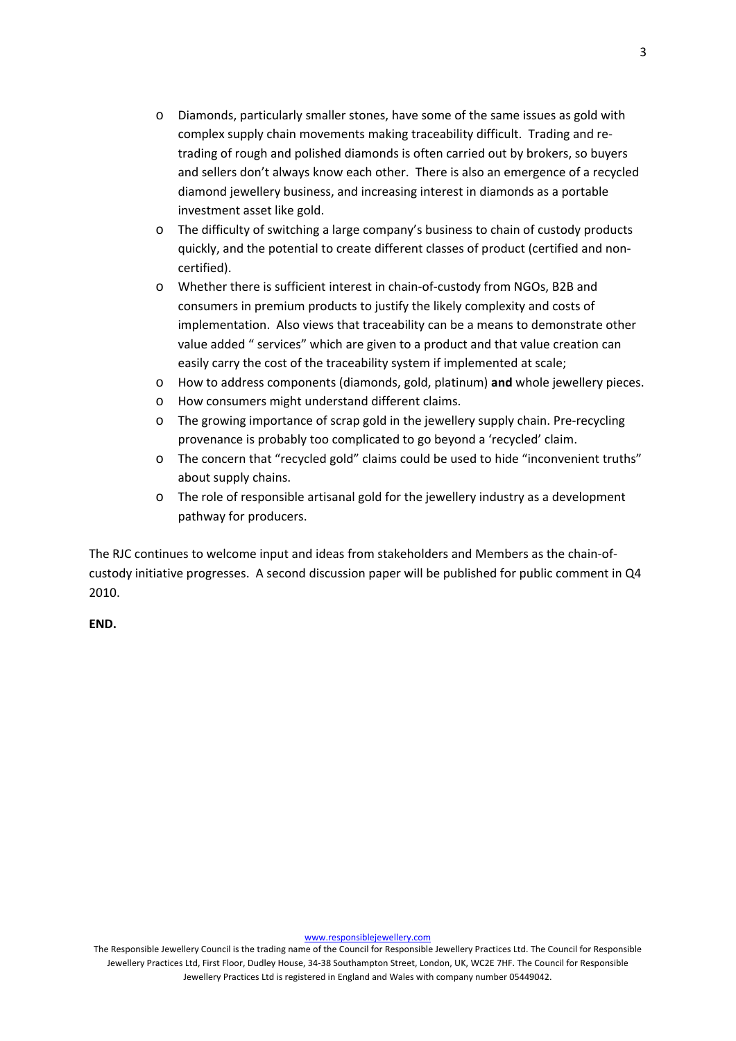- Diamonds, particularly smaller stones, have some of the same issues as gold with complex supply chain movements making traceability difficult. Trading and re-trading of rough and polished diamonds is often carried out by brokers, so buyers and sellers don't always know each other. There is also an emergence of a recycled diamond jewellery business, and increasing interest in diamonds as a portable investment asset like gold.
- The difficulty of switching a large company's business to chain of custody products quickly, and the potential to create different classes of product (certified and non-certified).
- Whether there is sufficient interest in chain-of-custody from NGOs, B2B and consumers in premium products to justify the likely complexity and costs of implementation. Also views that traceability can be a means to demonstrate other value added " services" which are given to a product and that value creation can easily carry the cost of the traceability system if implemented at scale;
- How to address components (diamonds, gold, platinum) **and** whole jewellery pieces.
- How consumers might understand different claims.
- The growing importance of scrap gold in the jewellery supply chain. Pre-recycling provenance is probably too complicated to go beyond a 'recycled' claim.
- The concern that "recycled gold" claims could be used to hide "inconvenient truths" about supply chains.
- The role of responsible artisanal gold for the jewellery industry as a development pathway for producers.

The RJC continues to welcome input and ideas from stakeholders and Members as the chain-of-custody initiative progresses. A second discussion paper will be published for public comment in Q4 2010.

**END.**

www.responsiblejewellery.com

The Responsible Jewellery Council is the trading name of the Council for Responsible Jewellery Practices Ltd. The Council for Responsible Jewellery Practices Ltd, First Floor, Dudley House, 34-38 Southampton Street, London, UK, WC2E 7HF. The Council for Responsible Jewellery Practices Ltd is registered in England and Wales with company number 05449042.